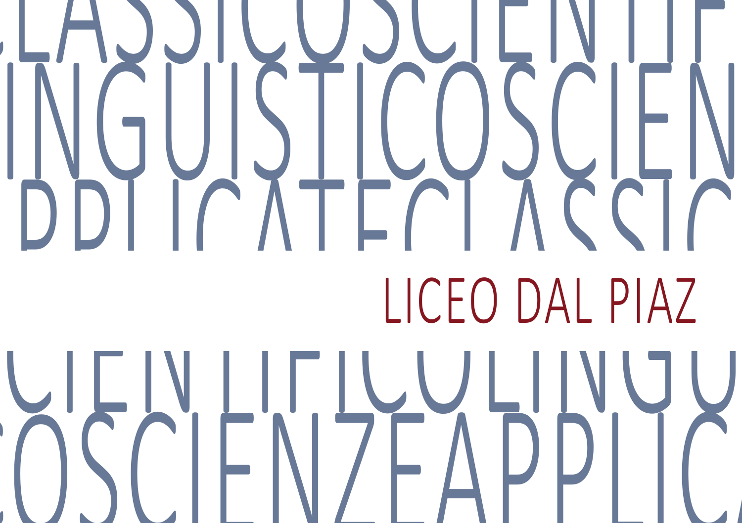# LICEO DAL PIAZ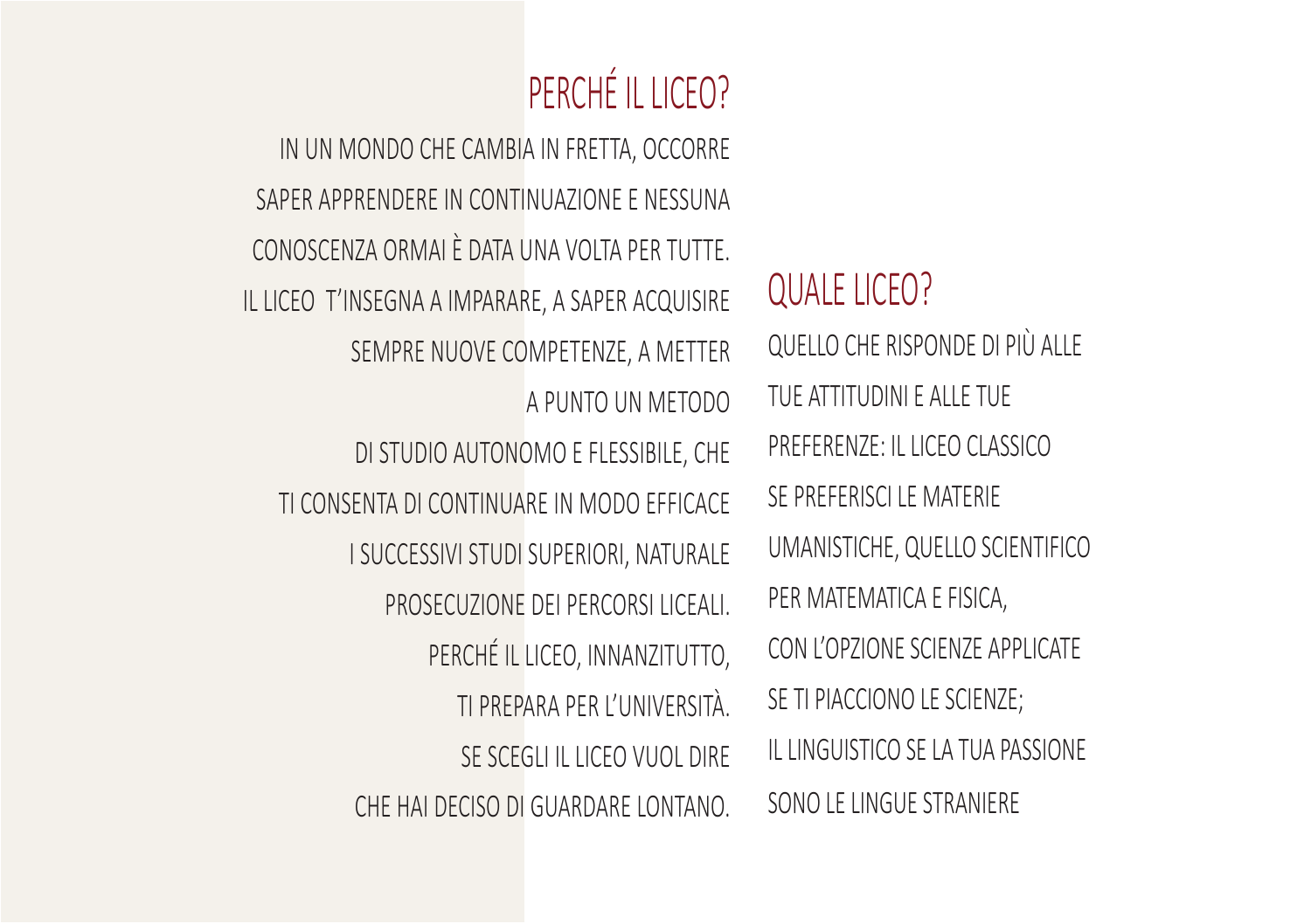## PERCHÉ IL LICEO?

IN UN MONDO CHE CAMBIA IN FRETTA, OCCORRE SAPER APPRENDERE IN CONTINUAZIONE E NESSUNA CONOSCENZA ORMAI È DATA UNA VOLTA PER TUTTE. IL LICEO T'INSEGNA A IMPARARE, A SAPER ACQUISIRE SEMPRE NUOVE COMPETENZE, A METTER A PUNTO UN METODO DI STUDIO AUTONOMO E FLESSIBILE, CHE TI CONSENTA DI CONTINUARE IN MODO EFFICACE I SUCCESSIVI STUDI SUPERIORI, NATURALE PROSECUZIONE DEI PERCORSI LICEALI. PERCHÉ IL LICEO, INNANZITUTTO, TI PREPARA PER L'UNIVERSITÀ. SE SCEGLI IL LICEO VUOL DIRE CHE HAI DECISO DI GUARDARE LONTANO.

## QUALE LICEO?

QUELLO CHE RISPONDE DI PIÙ ALLE TUE ATTITUDINI E ALLE TUE PREFERENZE: IL LICEO CLASSICO SE PREFERISCI LE MATERIE UMANISTICHE, QUELLO SCIENTIFICO PER MATEMATICA E FISICA, CON L'OPZIONE SCIENZE APPLICATE SE TI PIACCIONO LE SCIENZE; IL LINGUISTICO SE LA TUA PASSIONE SONO LE LINGUE STRANIERE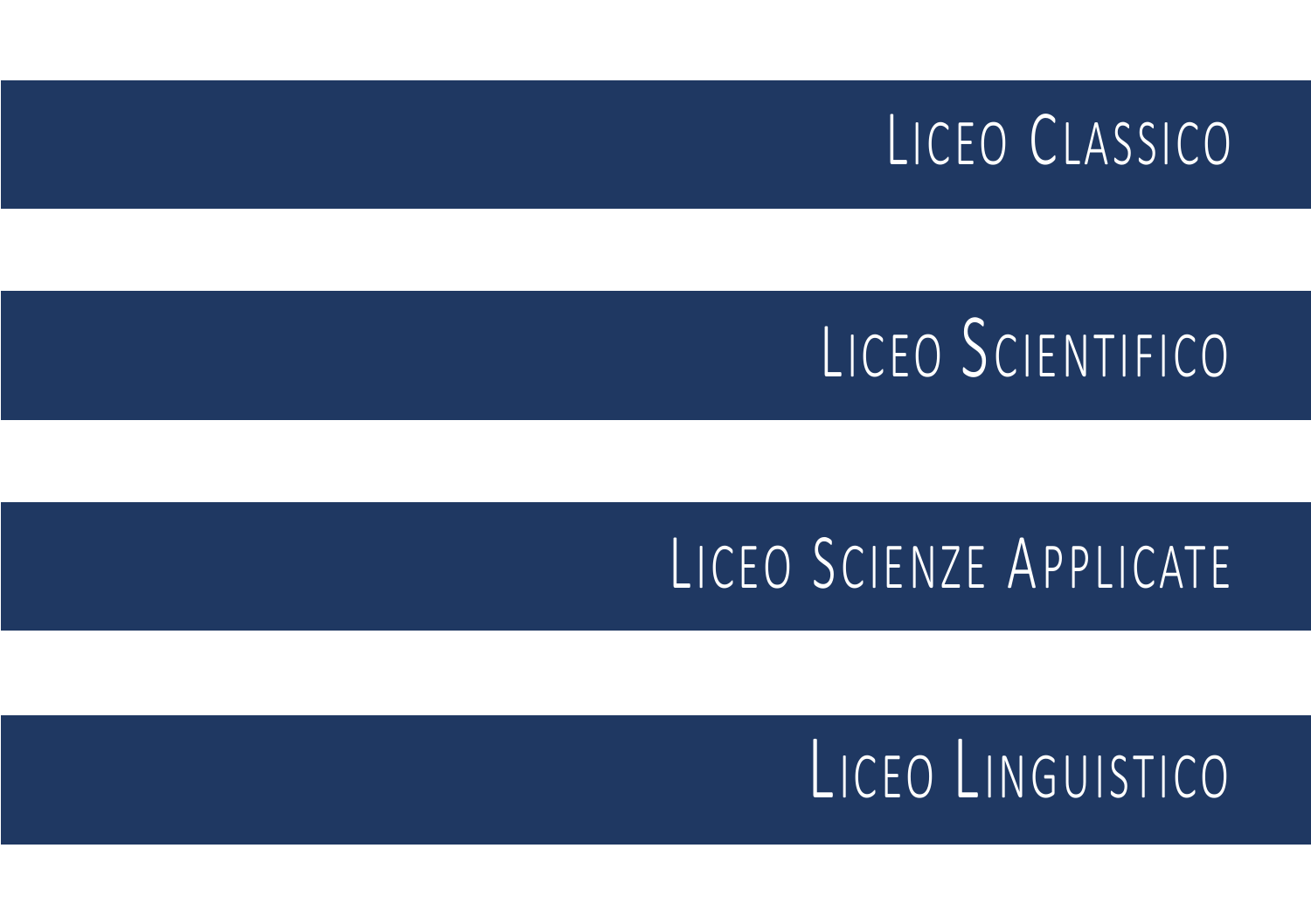## Liceo Classico

## Liceo Scientifico

## Liceo Scienze Applicate

## Liceo Linguistico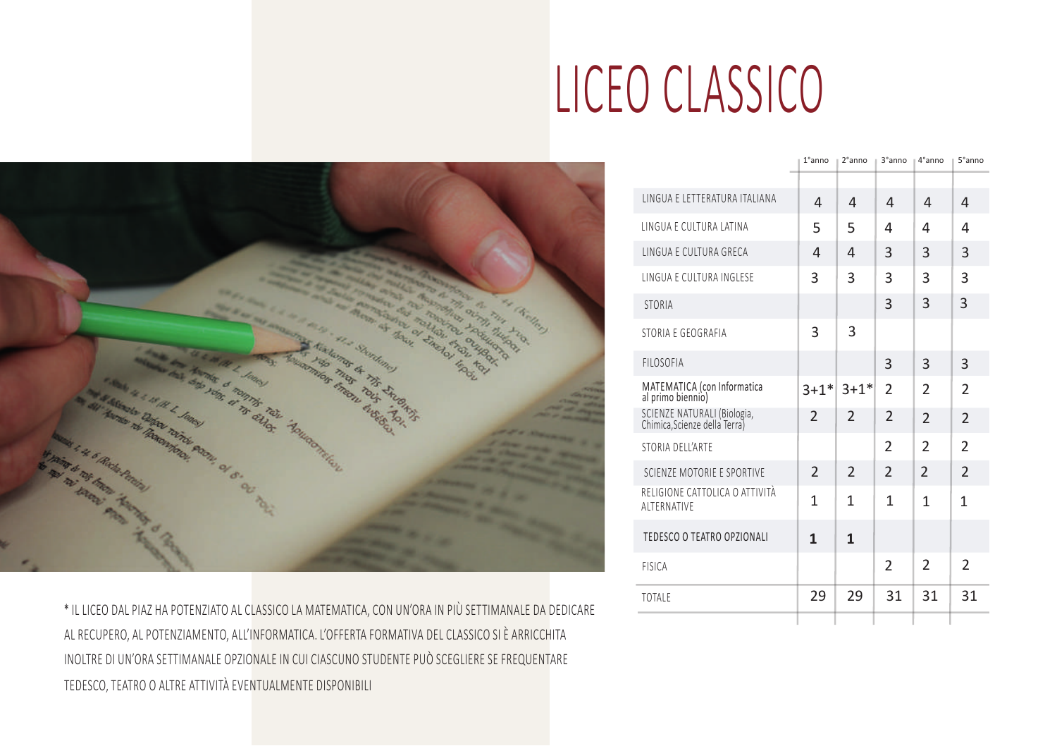# LICEO CLASSICO

| | 1°anno | 2°anno | 3°anno | 4°anno | 5°anno |
|---|---|---|---|---|---|
| LINGUA E LETTERATURA ITALIANA | 4 | 4 | 4 | 4 | 4 |
| LINGUA E CULTURA LATINA | 5 | 5 | 4 | 4 | 4 |
| LINGUA E CULTURA GRECA | 4 | 4 | 3 | 3 | 3 |
| LINGUA E CULTURA INGLESE | 3 | 3 | 3 | 3 | 3 |
| STORIA | | | 3 | 3 | 3 |
| STORIA E GEOGRAFIA | 3 | 3 | | | |
| FILOSOFIA | | | 3 | 3 | 3 |
| MATEMATICA (con Informatica al primo biennio) | 3+1* | 3+1* | 2 | 2 | 2 |
| SCIENZE NATURALI (Biologia, Chimica,Scienze della Terra) | 2 | 2 | 2 | 2 | 2 |
| STORIA DELL'ARTE | | | 2 | 2 | 2 |
| SCIENZE MOTORIE E SPORTIVE | 2 | 2 | 2 | 2 | 2 |
| RELIGIONE CATTOLICA O ATTIVITÀ ALTERNATIVE | 1 | 1 | 1 | 1 | 1 |
| TEDESCO O TEATRO OPZIONALI | **1** | **1** | | | |
| FISICA | | | 2 | 2 | 2 |
| TOTALE | 29 | 29 | 31 | 31 | 31 |

* IL LICEO DAL PIAZ HA POTENZIATO AL CLASSICO LA MATEMATICA, CON UN'ORA IN PIÙ SETTIMANALE DA DEDICARE AL RECUPERO, AL POTENZIAMENTO, ALL'INFORMATICA. L'OFFERTA FORMATIVA DEL CLASSICO SI È ARRICCHITA INOLTRE DI UN'ORA SETTIMANALE OPZIONALE IN CUI CIASCUNO STUDENTE PUÒ SCEGLIERE SE FREQUENTARE TEDESCO, TEATRO O ALTRE ATTIVITÀ EVENTUALMENTE DISPONIBILI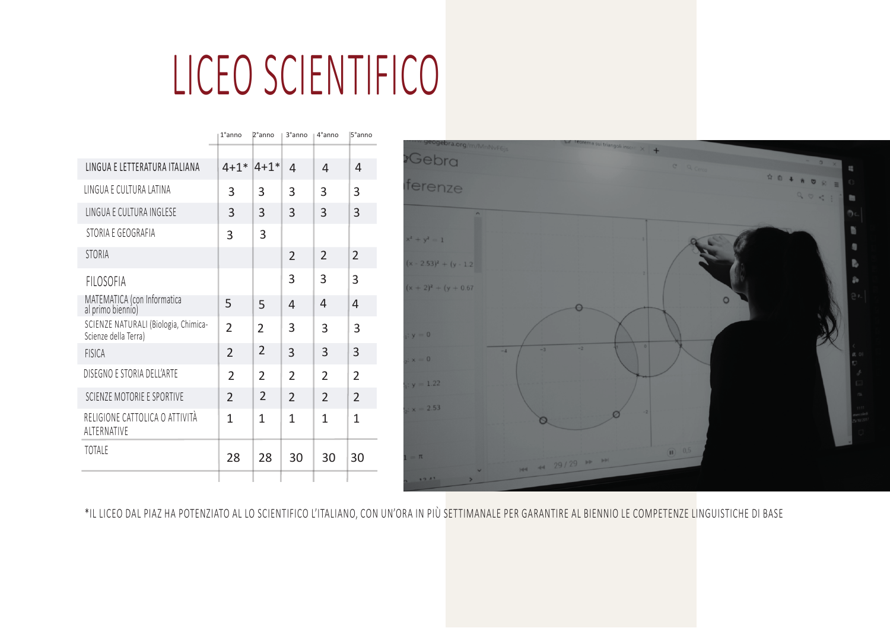# LICEO SCIENTIFICO

| | 1°anno | 2°anno | 3°anno | 4°anno | 5°anno |
|---|---|---|---|---|---|
| LINGUA E LETTERATURA ITALIANA | 4+1* | 4+1* | 4 | 4 | 4 |
| LINGUA E CULTURA LATINA | 3 | 3 | 3 | 3 | 3 |
| LINGUA E CULTURA INGLESE | 3 | 3 | 3 | 3 | 3 |
| STORIA E GEOGRAFIA | 3 | 3 | | | |
| STORIA | | | 2 | 2 | 2 |
| FILOSOFIA | | | 3 | 3 | 3 |
| MATEMATICA (con Informatica al primo biennio) | 5 | 5 | 4 | 4 | 4 |
| SCIENZE NATURALI (Biologia, Chimica-Scienze della Terra) | 2 | 2 | 3 | 3 | 3 |
| FISICA | 2 | 2 | 3 | 3 | 3 |
| DISEGNO E STORIA DELL'ARTE | 2 | 2 | 2 | 2 | 2 |
| SCIENZE MOTORIE E SPORTIVE | 2 | 2 | 2 | 2 | 2 |
| RELIGIONE CATTOLICA O ATTIVITÀ ALTERNATIVE | 1 | 1 | 1 | 1 | 1 |
| TOTALE | 28 | 28 | 30 | 30 | 30 |

*IL LICEO DAL PIAZ HA POTENZIATO AL LO SCIENTIFICO L'ITALIANO, CON UN'ORA IN PIÙ SETTIMANALE PER GARANTIRE AL BIENNIO LE COMPETENZE LINGUISTICHE DI BASE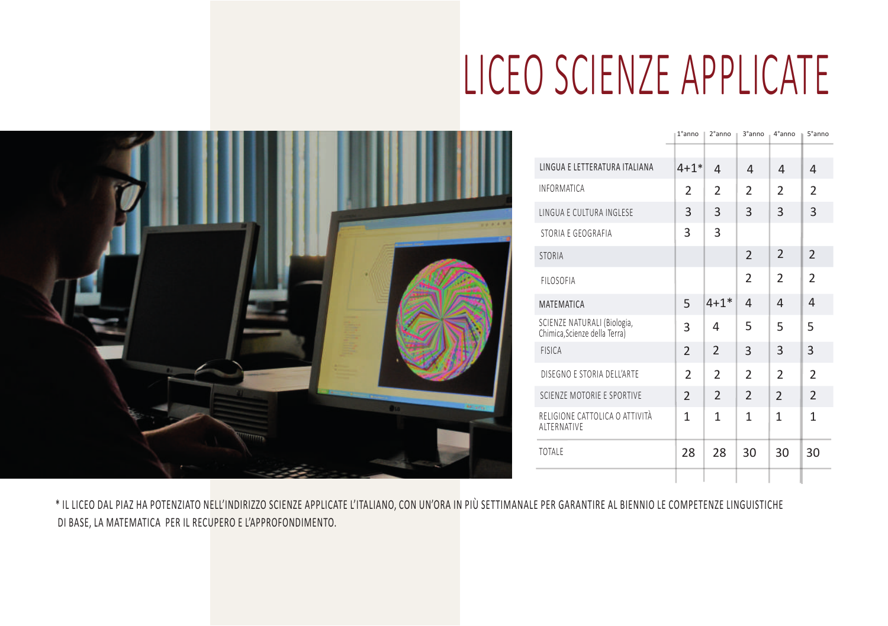# LICEO SCIENZE APPLICATE

| | 1°anno | 2°anno | 3°anno | 4°anno | 5°anno |
|---|---|---|---|---|---|
| LINGUA E LETTERATURA ITALIANA | 4+1* | 4 | 4 | 4 | 4 |
| INFORMATICA | 2 | 2 | 2 | 2 | 2 |
| LINGUA E CULTURA INGLESE | 3 | 3 | 3 | 3 | 3 |
| STORIA E GEOGRAFIA | 3 | 3 | | | |
| STORIA | | | 2 | 2 | 2 |
| FILOSOFIA | | | 2 | 2 | 2 |
| MATEMATICA | 5 | 4+1* | 4 | 4 | 4 |
| SCIENZE NATURALI (Biologia, Chimica,Scienze della Terra) | 3 | 4 | 5 | 5 | 5 |
| FISICA | 2 | 2 | 3 | 3 | 3 |
| DISEGNO E STORIA DELL'ARTE | 2 | 2 | 2 | 2 | 2 |
| SCIENZE MOTORIE E SPORTIVE | 2 | 2 | 2 | 2 | 2 |
| RELIGIONE CATTOLICA O ATTIVITÀ ALTERNATIVE | 1 | 1 | 1 | 1 | 1 |
| TOTALE | 28 | 28 | 30 | 30 | 30 |

* IL LICEO DAL PIAZ HA POTENZIATO NELL'INDIRIZZO SCIENZE APPLICATE L'ITALIANO, CON UN'ORA IN PIÙ SETTIMANALE PER GARANTIRE AL BIENNIO LE COMPETENZE LINGUISTICHE DI BASE, LA MATEMATICA PER IL RECUPERO E L'APPROFONDIMENTO.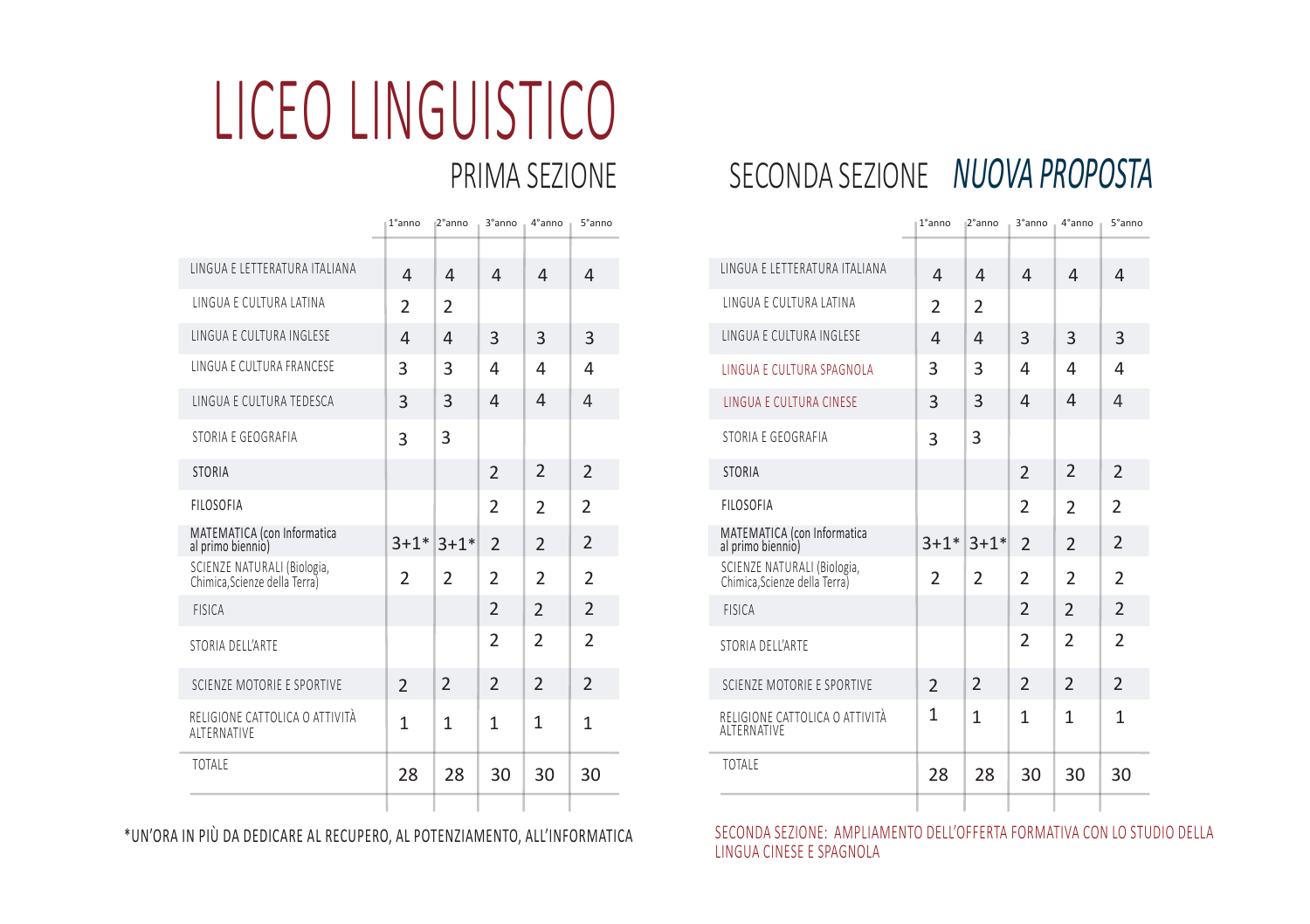# LICEO LINGUISTICO

## PRIMA SEZIONE

| | 1°anno | 2°anno | 3°anno | 4°anno | 5°anno |
|---|---|---|---|---|---|
| LINGUA E LETTERATURA ITALIANA | 4 | 4 | 4 | 4 | 4 |
| LINGUA E CULTURA LATINA | 2 | 2 | | | |
| LINGUA E CULTURA INGLESE | 4 | 4 | 3 | 3 | 3 |
| LINGUA E CULTURA FRANCESE | 3 | 3 | 4 | 4 | 4 |
| LINGUA E CULTURA TEDESCA | 3 | 3 | 4 | 4 | 4 |
| STORIA E GEOGRAFIA | 3 | 3 | | | |
| STORIA | | | 2 | 2 | 2 |
| FILOSOFIA | | | 2 | 2 | 2 |
| MATEMATICA (con Informatica al primo biennio) | 3+1* | 3+1* | 2 | 2 | 2 |
| SCIENZE NATURALI (Biologia, Chimica,Scienze della Terra) | 2 | 2 | 2 | 2 | 2 |
| FISICA | | | 2 | 2 | 2 |
| STORIA DELL'ARTE | | | 2 | 2 | 2 |
| SCIENZE MOTORIE E SPORTIVE | 2 | 2 | 2 | 2 | 2 |
| RELIGIONE CATTOLICA O ATTIVITÀ ALTERNATIVE | 1 | 1 | 1 | 1 | 1 |
| TOTALE | 28 | 28 | 30 | 30 | 30 |

*UN'ORA IN PIÙ DA DEDICARE AL RECUPERO, AL POTENZIAMENTO, ALL'INFORMATICA

## SECONDA SEZIONE *NUOVA PROPOSTA*

| | 1°anno | 2°anno | 3°anno | 4°anno | 5°anno |
|---|---|---|---|---|---|
| LINGUA E LETTERATURA ITALIANA | 4 | 4 | 4 | 4 | 4 |
| LINGUA E CULTURA LATINA | 2 | 2 | | | |
| LINGUA E CULTURA INGLESE | 4 | 4 | 3 | 3 | 3 |
| LINGUA E CULTURA SPAGNOLA | 3 | 3 | 4 | 4 | 4 |
| LINGUA E CULTURA CINESE | 3 | 3 | 4 | 4 | 4 |
| STORIA E GEOGRAFIA | 3 | 3 | | | |
| STORIA | | | 2 | 2 | 2 |
| FILOSOFIA | | | 2 | 2 | 2 |
| MATEMATICA (con Informatica al primo biennio) | 3+1* | 3+1* | 2 | 2 | 2 |
| SCIENZE NATURALI (Biologia, Chimica,Scienze della Terra) | 2 | 2 | 2 | 2 | 2 |
| FISICA | | | 2 | 2 | 2 |
| STORIA DELL'ARTE | | | 2 | 2 | 2 |
| SCIENZE MOTORIE E SPORTIVE | 2 | 2 | 2 | 2 | 2 |
| RELIGIONE CATTOLICA O ATTIVITÀ ALTERNATIVE | 1 | 1 | 1 | 1 | 1 |
| TOTALE | 28 | 28 | 30 | 30 | 30 |

SECONDA SEZIONE: AMPLIAMENTO DELL'OFFERTA FORMATIVA CON LO STUDIO DELLA LINGUA CINESE E SPAGNOLA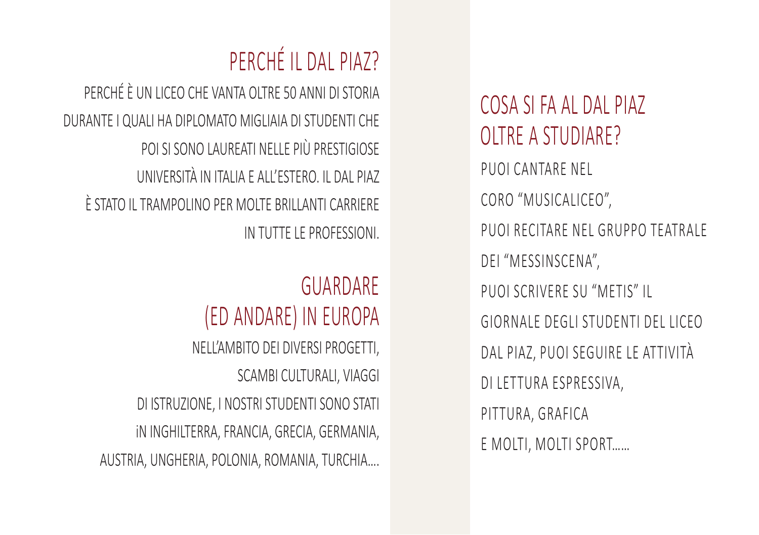## PERCHÉ IL DAL PIAZ?

PERCHÉ È UN LICEO CHE VANTA OLTRE 50 ANNI DI STORIA DURANTE I QUALI HA DIPLOMATO MIGLIAIA DI STUDENTI CHE POI SI SONO LAUREATI NELLE PIÙ PRESTIGIOSE UNIVERSITÀ IN ITALIA E ALL'ESTERO. IL DAL PIAZ È STATO IL TRAMPOLINO PER MOLTE BRILLANTI CARRIERE IN TUTTE LE PROFESSIONI.

## GUARDARE (ED ANDARE) IN EUROPA

NELL'AMBITO DEI DIVERSI PROGETTI, SCAMBI CULTURALI, VIAGGI DI ISTRUZIONE, I NOSTRI STUDENTI SONO STATI iN INGHILTERRA, FRANCIA, GRECIA, GERMANIA, AUSTRIA, UNGHERIA, POLONIA, ROMANIA, TURCHIA….

## COSA SI FA AL DAL PIAZ OLTRE A STUDIARE?

PUOI CANTARE NEL CORO "MUSICALICEO", PUOI RECITARE NEL GRUPPO TEATRALE DEI "MESSINSCENA", PUOI SCRIVERE SU "METIS" IL GIORNALE DEGLI STUDENTI DEL LICEO DAL PIAZ, PUOI SEGUIRE LE ATTIVITÀ DI LETTURA ESPRESSIVA, PITTURA, GRAFICA E MOLTI, MOLTI SPORT……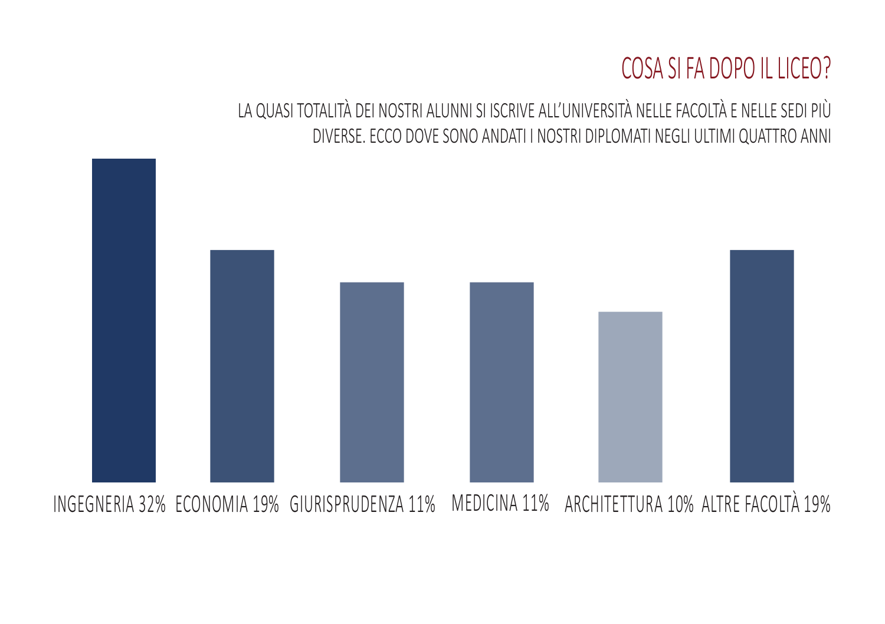# COSA SI FA DOPO IL LICEO?

LA QUASI TOTALITÀ DEI NOSTRI ALUNNI SI ISCRIVE ALL'UNIVERSITÀ NELLE FACOLTÀ E NELLE SEDI PIÙ DIVERSE. ECCO DOVE SONO ANDATI I NOSTRI DIPLOMATI NEGLI ULTIMI QUATTRO ANNI

INGEGNERIA 32% ECONOMIA 19% GIURISPRUDENZA 11% MEDICINA 11% ARCHITETTURA 10% ALTRE FACOLTÀ 19%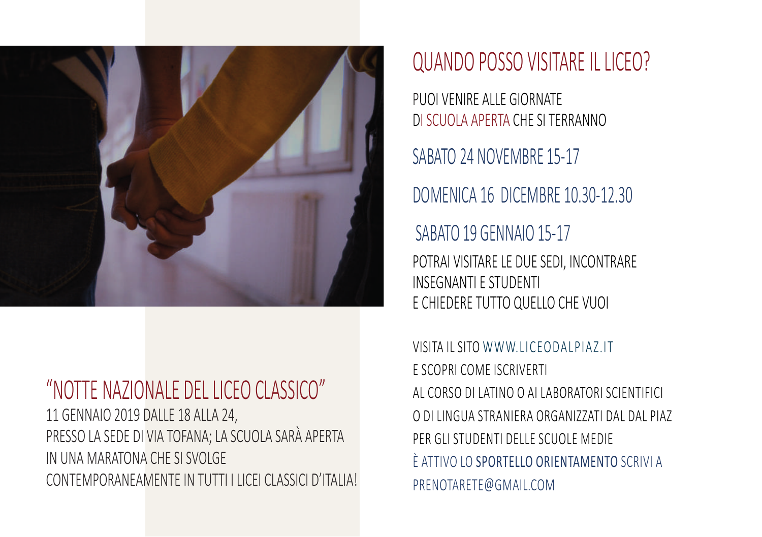## "NOTTE NAZIONALE DEL LICEO CLASSICO"

11 GENNAIO 2019 DALLE 18 ALLA 24,
PRESSO LA SEDE DI VIA TOFANA; LA SCUOLA SARÀ APERTA IN UNA MARATONA CHE SI SVOLGE CONTEMPORANEAMENTE IN TUTTI I LICEI CLASSICI D'ITALIA!

## QUANDO POSSO VISITARE IL LICEO?

PUOI VENIRE ALLE GIORNATE
DI SCUOLA APERTA CHE SI TERRANNO

SABATO 24 NOVEMBRE 15-17

DOMENICA 16 DICEMBRE 10.30-12.30

SABATO 19 GENNAIO 15-17

POTRAI VISITARE LE DUE SEDI, INCONTRARE INSEGNANTI E STUDENTI
E CHIEDERE TUTTO QUELLO CHE VUOI

VISITA IL SITO WWW.LICEODALPIAZ.IT
E SCOPRI COME ISCRIVERTI
AL CORSO DI LATINO O AI LABORATORI SCIENTIFICI
O DI LINGUA STRANIERA ORGANIZZATI DAL DAL PIAZ
PER GLI STUDENTI DELLE SCUOLE MEDIE
È ATTIVO LO **SPORTELLO ORIENTAMENTO** SCRIVI A
PRENOTARETE@GMAIL.COM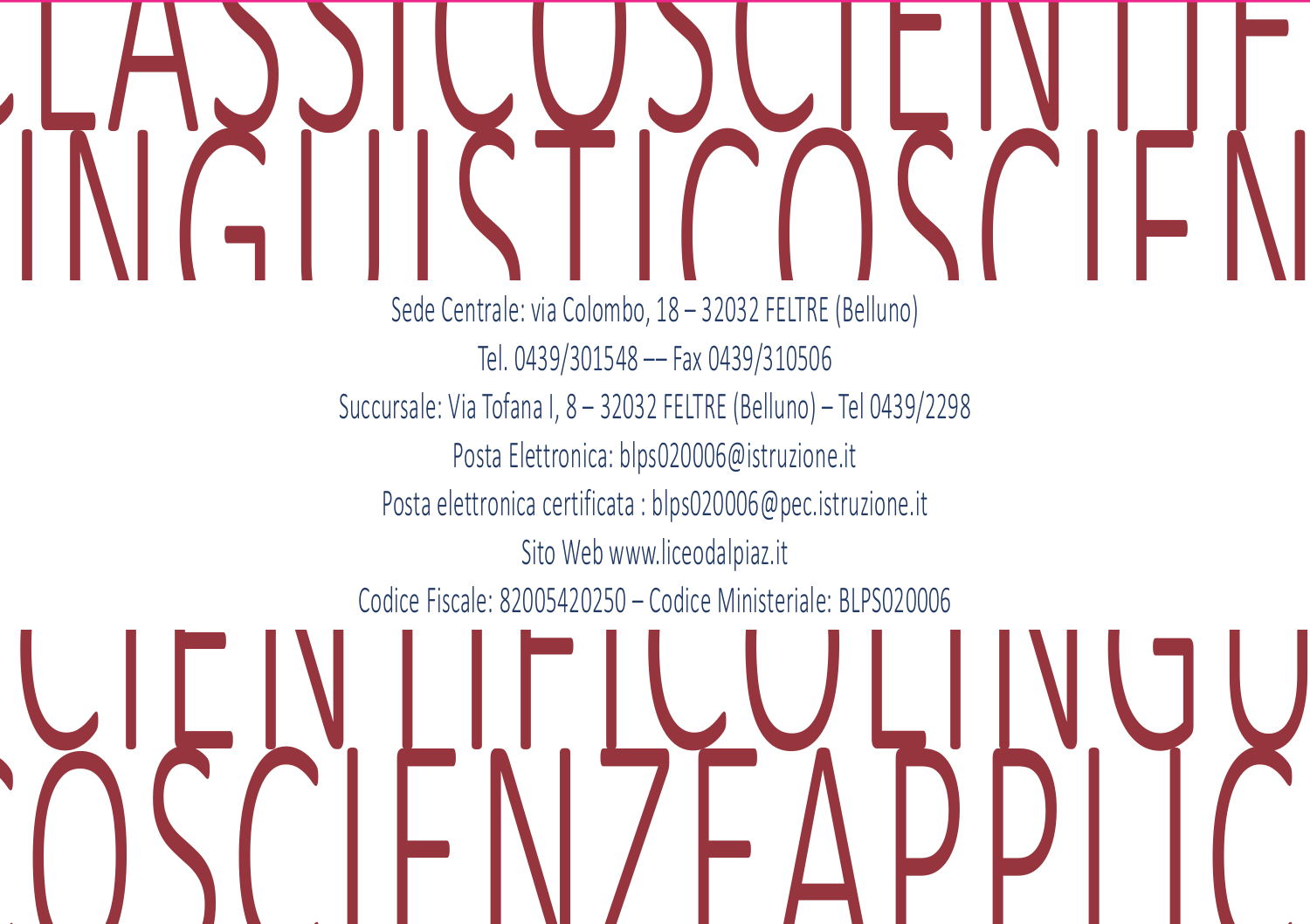Sede Centrale: via Colombo, 18 – 32032 FELTRE (Belluno)

Tel. 0439/301548 –– Fax 0439/310506

Succursale: Via Tofana I, 8 – 32032 FELTRE (Belluno) – Tel 0439/2298

Posta Elettronica: blps020006@istruzione.it

Posta elettronica certificata : blps020006@pec.istruzione.it

Sito Web www.liceodalpiaz.it

Codice Fiscale: 82005420250 – Codice Ministeriale: BLPS020006